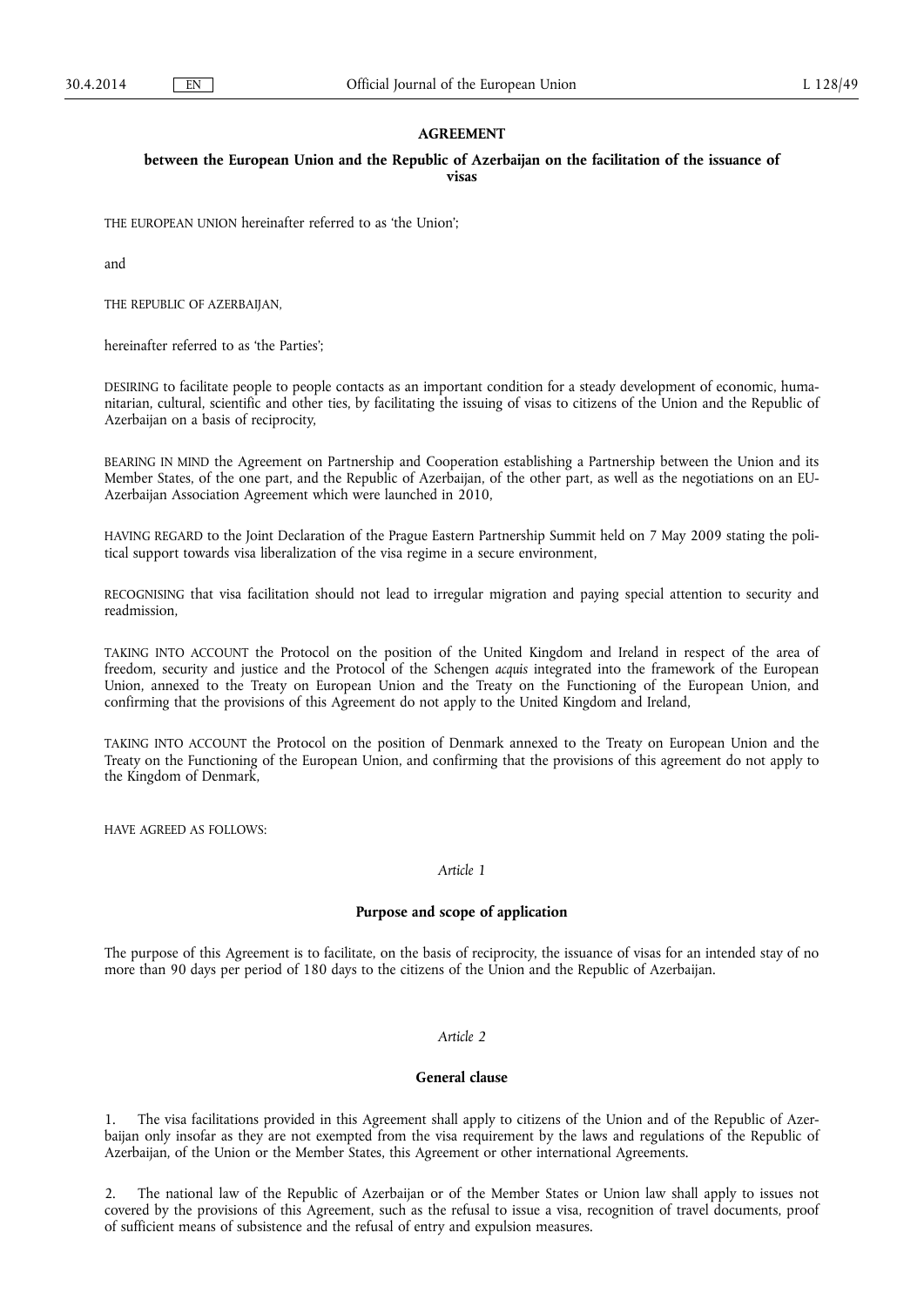# AGREEMENT

## between the European Union and the Republic of Azerbaijan on the facilitation of the issuance of visas

THE EUROPEAN UNION hereinafter referred to as 'the Union';

and

THE REPUBLIC OF AZERBAIJAN,

hereinafter referred to as 'the Parties';

DESIRING to facilitate people to people contacts as an important condition for a steady development of economic, humanitarian, cultural, scientific and other ties, by facilitating the issuing of visas to citizens of the Union and the Republic of Azerbaijan on a basis of reciprocity,

BEARING IN MIND the Agreement on Partnership and Cooperation establishing a Partnership between the Union and its Member States, of the one part, and the Republic of Azerbaijan, of the other part, as well as the negotiations on an EU-Azerbaijan Association Agreement which were launched in 2010,

HAVING REGARD to the Joint Declaration of the Prague Eastern Partnership Summit held on 7 May 2009 stating the political support towards visa liberalization of the visa regime in a secure environment,

RECOGNISING that visa facilitation should not lead to irregular migration and paying special attention to security and readmission,

TAKING INTO ACCOUNT the Protocol on the position of the United Kingdom and Ireland in respect of the area of freedom, security and justice and the Protocol of the Schengen *acquis* integrated into the framework of the European Union, annexed to the Treaty on European Union and the Treaty on the Functioning of the European Union, and confirming that the provisions of this Agreement do not apply to the United Kingdom and Ireland,

TAKING INTO ACCOUNT the Protocol on the position of Denmark annexed to the Treaty on European Union and the Treaty on the Functioning of the European Union, and confirming that the provisions of this agreement do not apply to the Kingdom of Denmark,

HAVE AGREED AS FOLLOWS:

*Article 1*

### Purpose and scope of application

The purpose of this Agreement is to facilitate, on the basis of reciprocity, the issuance of visas for an intended stay of no more than 90 days per period of 180 days to the citizens of the Union and the Republic of Azerbaijan.

*Article 2*

### General clause

1. The visa facilitations provided in this Agreement shall apply to citizens of the Union and of the Republic of Azerbaijan only insofar as they are not exempted from the visa requirement by the laws and regulations of the Republic of Azerbaijan, of the Union or the Member States, this Agreement or other international Agreements.

2. The national law of the Republic of Azerbaijan or of the Member States or Union law shall apply to issues not covered by the provisions of this Agreement, such as the refusal to issue a visa, recognition of travel documents, proof of sufficient means of subsistence and the refusal of entry and expulsion measures.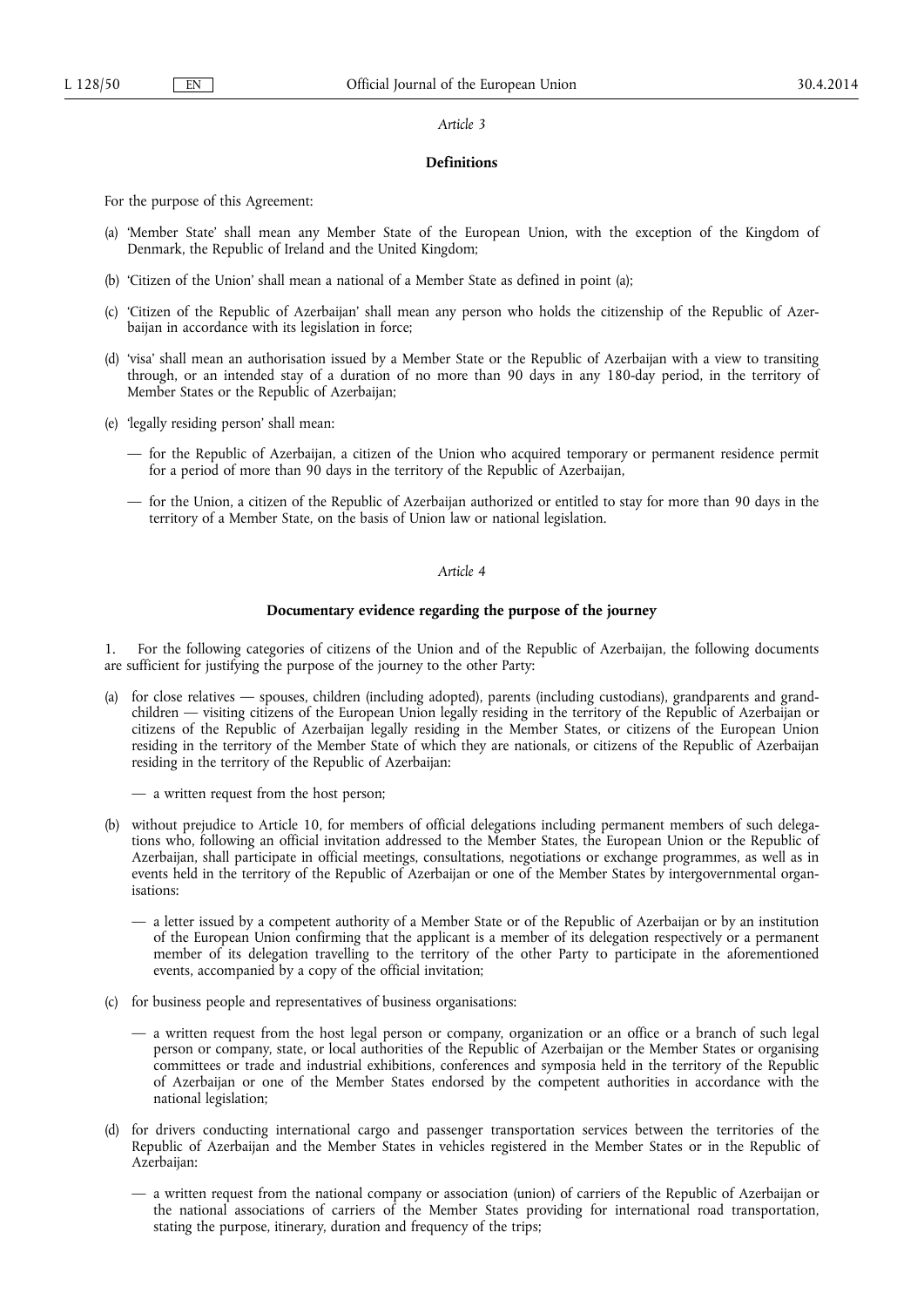*Article 3*

**Definitions**

For the purpose of this Agreement:

(a) 'Member State' shall mean any Member State of the European Union, with the exception of the Kingdom of Denmark, the Republic of Ireland and the United Kingdom;

(b) 'Citizen of the Union' shall mean a national of a Member State as defined in point (a);

(c) 'Citizen of the Republic of Azerbaijan' shall mean any person who holds the citizenship of the Republic of Azerbaijan in accordance with its legislation in force;

(d) 'visa' shall mean an authorisation issued by a Member State or the Republic of Azerbaijan with a view to transiting through, or an intended stay of a duration of no more than 90 days in any 180-day period, in the territory of Member States or the Republic of Azerbaijan;

(e) 'legally residing person' shall mean:

— for the Republic of Azerbaijan, a citizen of the Union who acquired temporary or permanent residence permit for a period of more than 90 days in the territory of the Republic of Azerbaijan,

— for the Union, a citizen of the Republic of Azerbaijan authorized or entitled to stay for more than 90 days in the territory of a Member State, on the basis of Union law or national legislation.

*Article 4*

**Documentary evidence regarding the purpose of the journey**

1. For the following categories of citizens of the Union and of the Republic of Azerbaijan, the following documents are sufficient for justifying the purpose of the journey to the other Party:

(a) for close relatives — spouses, children (including adopted), parents (including custodians), grandparents and grandchildren — visiting citizens of the European Union legally residing in the territory of the Republic of Azerbaijan or citizens of the Republic of Azerbaijan legally residing in the Member States, or citizens of the European Union residing in the territory of the Member State of which they are nationals, or citizens of the Republic of Azerbaijan residing in the territory of the Republic of Azerbaijan:

— a written request from the host person;

(b) without prejudice to Article 10, for members of official delegations including permanent members of such delegations who, following an official invitation addressed to the Member States, the European Union or the Republic of Azerbaijan, shall participate in official meetings, consultations, negotiations or exchange programmes, as well as in events held in the territory of the Republic of Azerbaijan or one of the Member States by intergovernmental organisations:

— a letter issued by a competent authority of a Member State or of the Republic of Azerbaijan or by an institution of the European Union confirming that the applicant is a member of its delegation respectively or a permanent member of its delegation travelling to the territory of the other Party to participate in the aforementioned events, accompanied by a copy of the official invitation;

(c) for business people and representatives of business organisations:

— a written request from the host legal person or company, organization or an office or a branch of such legal person or company, state, or local authorities of the Republic of Azerbaijan or the Member States or organising committees or trade and industrial exhibitions, conferences and symposia held in the territory of the Republic of Azerbaijan or one of the Member States endorsed by the competent authorities in accordance with the national legislation;

(d) for drivers conducting international cargo and passenger transportation services between the territories of the Republic of Azerbaijan and the Member States in vehicles registered in the Member States or in the Republic of Azerbaijan:

— a written request from the national company or association (union) of carriers of the Republic of Azerbaijan or the national associations of carriers of the Member States providing for international road transportation, stating the purpose, itinerary, duration and frequency of the trips;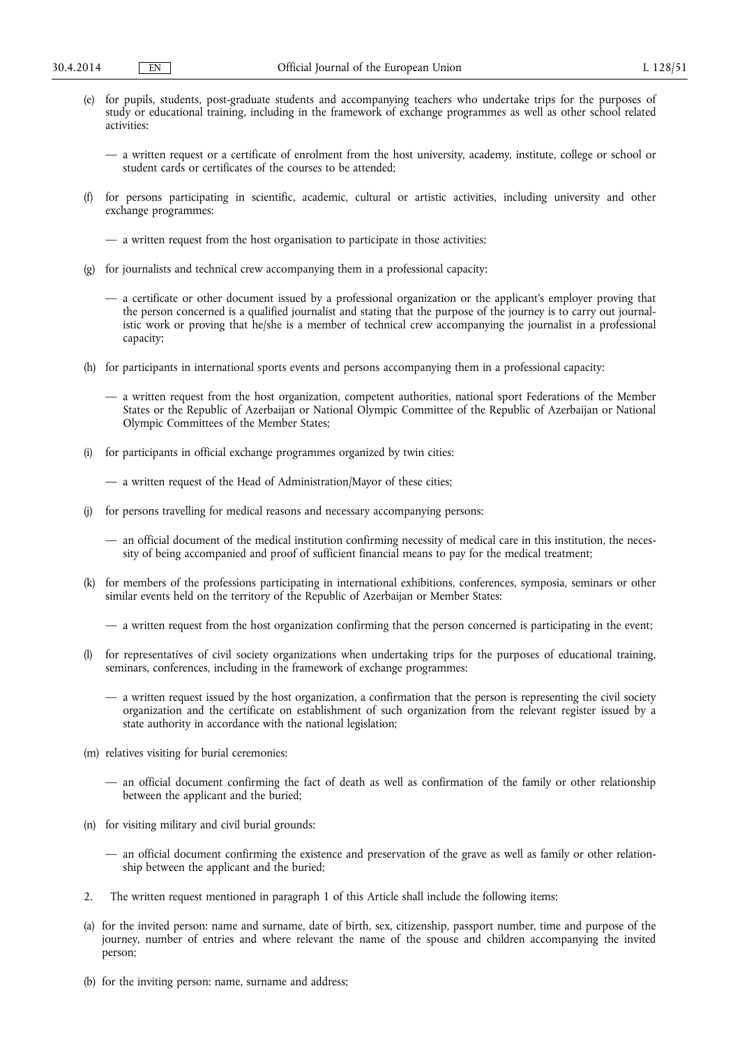(e) for pupils, students, post-graduate students and accompanying teachers who undertake trips for the purposes of study or educational training, including in the framework of exchange programmes as well as other school related activities:

— a written request or a certificate of enrolment from the host university, academy, institute, college or school or student cards or certificates of the courses to be attended;

(f) for persons participating in scientific, academic, cultural or artistic activities, including university and other exchange programmes:

— a written request from the host organisation to participate in those activities;

(g) for journalists and technical crew accompanying them in a professional capacity:

— a certificate or other document issued by a professional organization or the applicant's employer proving that the person concerned is a qualified journalist and stating that the purpose of the journey is to carry out journalistic work or proving that he/she is a member of technical crew accompanying the journalist in a professional capacity;

(h) for participants in international sports events and persons accompanying them in a professional capacity:

— a written request from the host organization, competent authorities, national sport Federations of the Member States or the Republic of Azerbaijan or National Olympic Committee of the Republic of Azerbaijan or National Olympic Committees of the Member States;

(i) for participants in official exchange programmes organized by twin cities:

— a written request of the Head of Administration/Mayor of these cities;

(j) for persons travelling for medical reasons and necessary accompanying persons:

— an official document of the medical institution confirming necessity of medical care in this institution, the necessity of being accompanied and proof of sufficient financial means to pay for the medical treatment;

(k) for members of the professions participating in international exhibitions, conferences, symposia, seminars or other similar events held on the territory of the Republic of Azerbaijan or Member States:

— a written request from the host organization confirming that the person concerned is participating in the event;

(l) for representatives of civil society organizations when undertaking trips for the purposes of educational training, seminars, conferences, including in the framework of exchange programmes:

— a written request issued by the host organization, a confirmation that the person is representing the civil society organization and the certificate on establishment of such organization from the relevant register issued by a state authority in accordance with the national legislation;

(m) relatives visiting for burial ceremonies:

— an official document confirming the fact of death as well as confirmation of the family or other relationship between the applicant and the buried;

(n) for visiting military and civil burial grounds:

— an official document confirming the existence and preservation of the grave as well as family or other relationship between the applicant and the buried;

2. The written request mentioned in paragraph 1 of this Article shall include the following items:

(a) for the invited person: name and surname, date of birth, sex, citizenship, passport number, time and purpose of the journey, number of entries and where relevant the name of the spouse and children accompanying the invited person;

(b) for the inviting person: name, surname and address;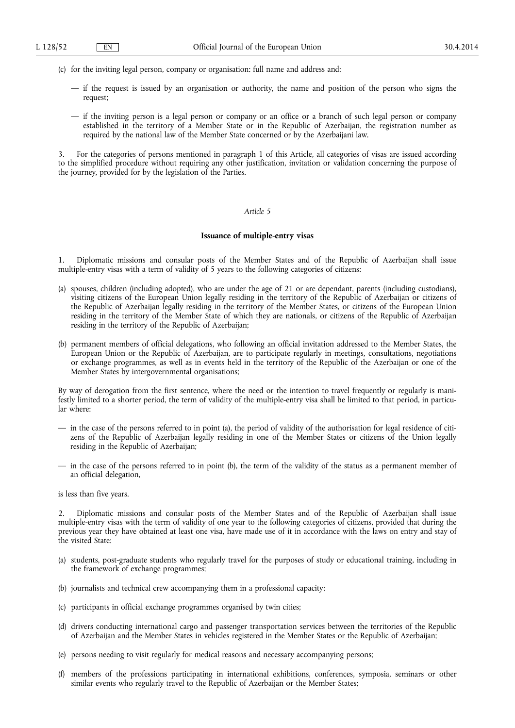(c) for the inviting legal person, company or organisation: full name and address and:

— if the request is issued by an organisation or authority, the name and position of the person who signs the request;

— if the inviting person is a legal person or company or an office or a branch of such legal person or company established in the territory of a Member State or in the Republic of Azerbaijan, the registration number as required by the national law of the Member State concerned or by the Azerbaijani law.

3. For the categories of persons mentioned in paragraph 1 of this Article, all categories of visas are issued according to the simplified procedure without requiring any other justification, invitation or validation concerning the purpose of the journey, provided for by the legislation of the Parties.

*Article 5*

**Issuance of multiple-entry visas**

1. Diplomatic missions and consular posts of the Member States and of the Republic of Azerbaijan shall issue multiple-entry visas with a term of validity of 5 years to the following categories of citizens:

(a) spouses, children (including adopted), who are under the age of 21 or are dependant, parents (including custodians), visiting citizens of the European Union legally residing in the territory of the Republic of Azerbaijan or citizens of the Republic of Azerbaijan legally residing in the territory of the Member States, or citizens of the European Union residing in the territory of the Member State of which they are nationals, or citizens of the Republic of Azerbaijan residing in the territory of the Republic of Azerbaijan;

(b) permanent members of official delegations, who following an official invitation addressed to the Member States, the European Union or the Republic of Azerbaijan, are to participate regularly in meetings, consultations, negotiations or exchange programmes, as well as in events held in the territory of the Republic of the Azerbaijan or one of the Member States by intergovernmental organisations;

By way of derogation from the first sentence, where the need or the intention to travel frequently or regularly is manifestly limited to a shorter period, the term of validity of the multiple-entry visa shall be limited to that period, in particular where:

— in the case of the persons referred to in point (a), the period of validity of the authorisation for legal residence of citizens of the Republic of Azerbaijan legally residing in one of the Member States or citizens of the Union legally residing in the Republic of Azerbaijan;

— in the case of the persons referred to in point (b), the term of the validity of the status as a permanent member of an official delegation,

is less than five years.

2. Diplomatic missions and consular posts of the Member States and of the Republic of Azerbaijan shall issue multiple-entry visas with the term of validity of one year to the following categories of citizens, provided that during the previous year they have obtained at least one visa, have made use of it in accordance with the laws on entry and stay of the visited State:

(a) students, post-graduate students who regularly travel for the purposes of study or educational training, including in the framework of exchange programmes;

(b) journalists and technical crew accompanying them in a professional capacity;

(c) participants in official exchange programmes organised by twin cities;

(d) drivers conducting international cargo and passenger transportation services between the territories of the Republic of Azerbaijan and the Member States in vehicles registered in the Member States or the Republic of Azerbaijan;

(e) persons needing to visit regularly for medical reasons and necessary accompanying persons;

(f) members of the professions participating in international exhibitions, conferences, symposia, seminars or other similar events who regularly travel to the Republic of Azerbaijan or the Member States;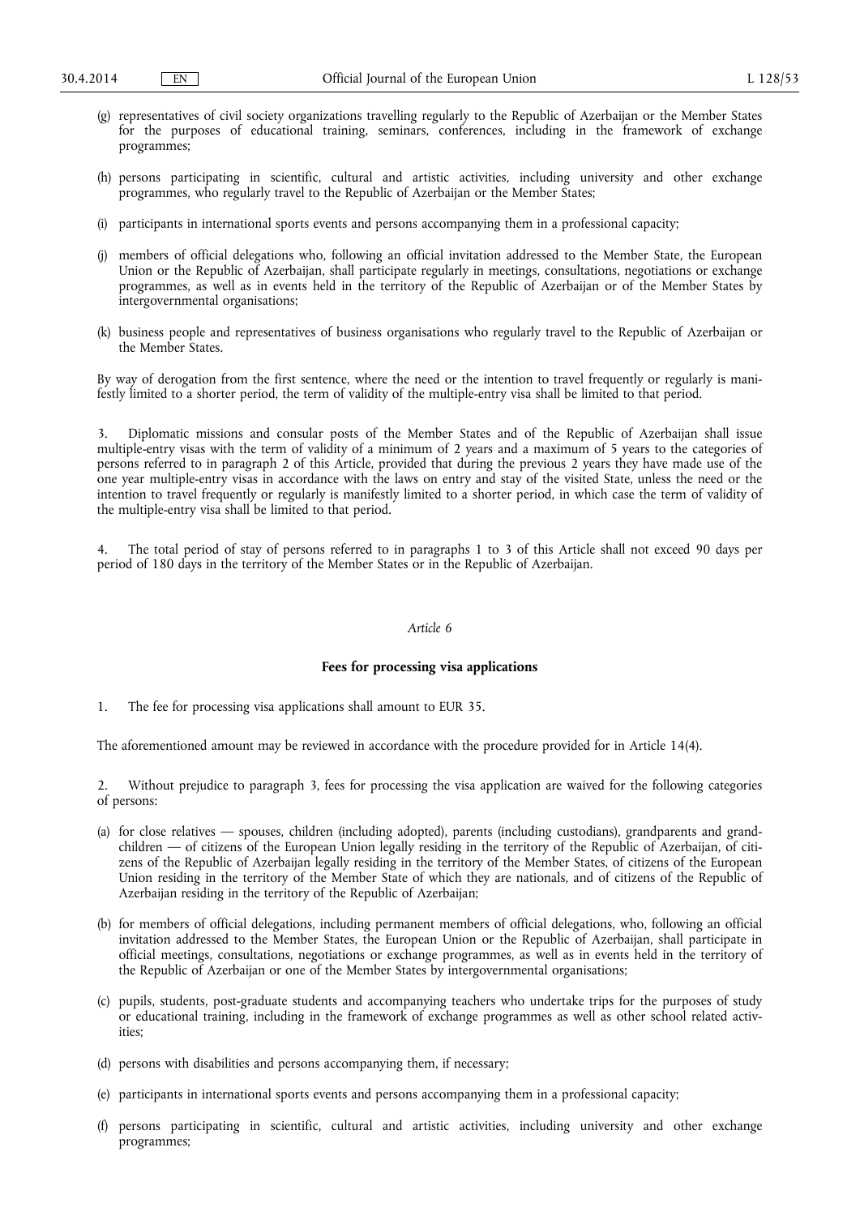(g) representatives of civil society organizations travelling regularly to the Republic of Azerbaijan or the Member States for the purposes of educational training, seminars, conferences, including in the framework of exchange programmes;

(h) persons participating in scientific, cultural and artistic activities, including university and other exchange programmes, who regularly travel to the Republic of Azerbaijan or the Member States;

(i) participants in international sports events and persons accompanying them in a professional capacity;

(j) members of official delegations who, following an official invitation addressed to the Member State, the European Union or the Republic of Azerbaijan, shall participate regularly in meetings, consultations, negotiations or exchange programmes, as well as in events held in the territory of the Republic of Azerbaijan or of the Member States by intergovernmental organisations;

(k) business people and representatives of business organisations who regularly travel to the Republic of Azerbaijan or the Member States.

By way of derogation from the first sentence, where the need or the intention to travel frequently or regularly is manifestly limited to a shorter period, the term of validity of the multiple-entry visa shall be limited to that period.

3. Diplomatic missions and consular posts of the Member States and of the Republic of Azerbaijan shall issue multiple-entry visas with the term of validity of a minimum of 2 years and a maximum of 5 years to the categories of persons referred to in paragraph 2 of this Article, provided that during the previous 2 years they have made use of the one year multiple-entry visas in accordance with the laws on entry and stay of the visited State, unless the need or the intention to travel frequently or regularly is manifestly limited to a shorter period, in which case the term of validity of the multiple-entry visa shall be limited to that period.

4. The total period of stay of persons referred to in paragraphs 1 to 3 of this Article shall not exceed 90 days per period of 180 days in the territory of the Member States or in the Republic of Azerbaijan.

*Article 6*

**Fees for processing visa applications**

1. The fee for processing visa applications shall amount to EUR 35.

The aforementioned amount may be reviewed in accordance with the procedure provided for in Article 14(4).

2. Without prejudice to paragraph 3, fees for processing the visa application are waived for the following categories of persons:

(a) for close relatives — spouses, children (including adopted), parents (including custodians), grandparents and grandchildren — of citizens of the European Union legally residing in the territory of the Republic of Azerbaijan, of citizens of the Republic of Azerbaijan legally residing in the territory of the Member States, of citizens of the European Union residing in the territory of the Member State of which they are nationals, and of citizens of the Republic of Azerbaijan residing in the territory of the Republic of Azerbaijan;

(b) for members of official delegations, including permanent members of official delegations, who, following an official invitation addressed to the Member States, the European Union or the Republic of Azerbaijan, shall participate in official meetings, consultations, negotiations or exchange programmes, as well as in events held in the territory of the Republic of Azerbaijan or one of the Member States by intergovernmental organisations;

(c) pupils, students, post-graduate students and accompanying teachers who undertake trips for the purposes of study or educational training, including in the framework of exchange programmes as well as other school related activities;

(d) persons with disabilities and persons accompanying them, if necessary;

(e) participants in international sports events and persons accompanying them in a professional capacity;

(f) persons participating in scientific, cultural and artistic activities, including university and other exchange programmes;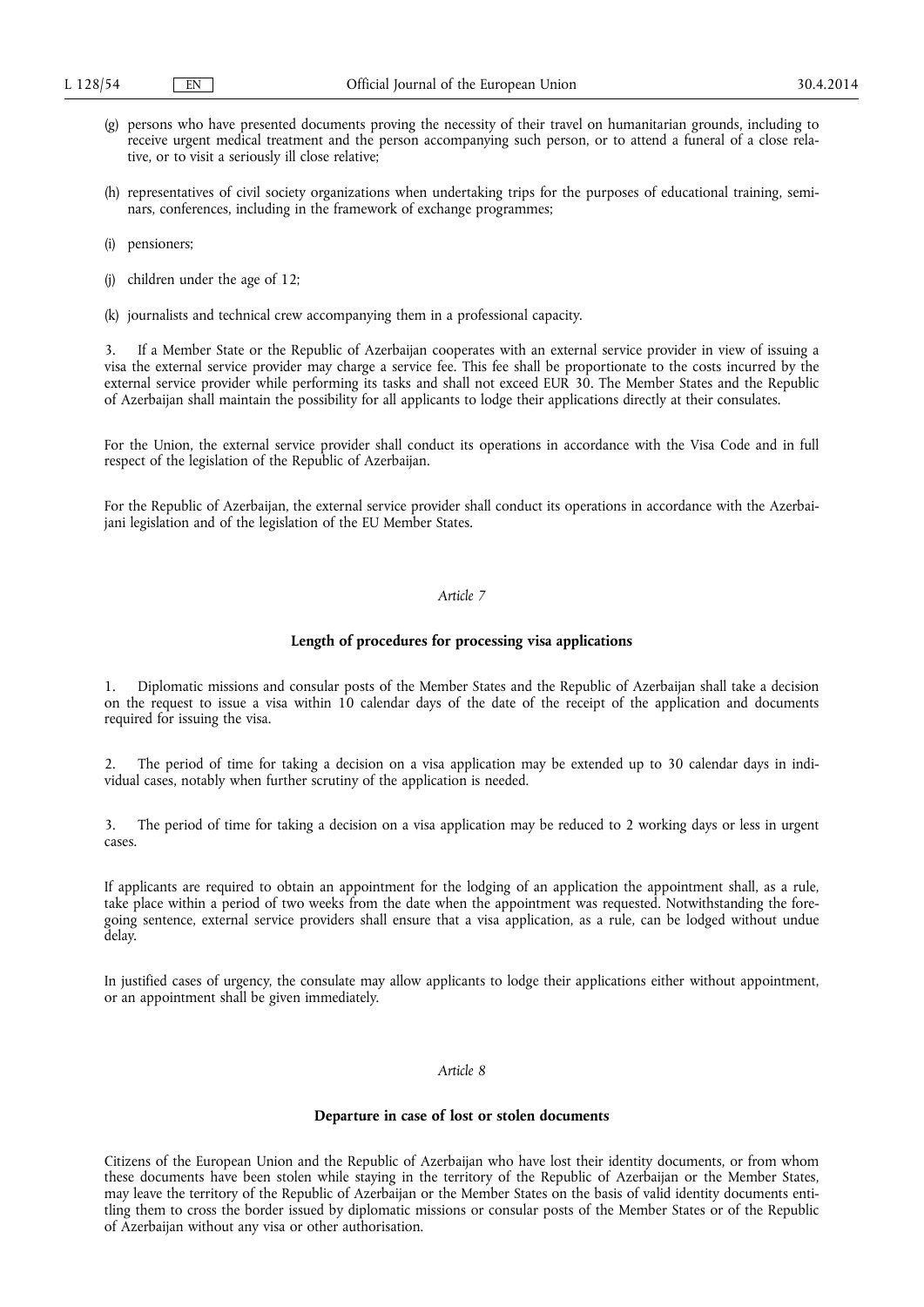(g) persons who have presented documents proving the necessity of their travel on humanitarian grounds, including to receive urgent medical treatment and the person accompanying such person, or to attend a funeral of a close relative, or to visit a seriously ill close relative;

(h) representatives of civil society organizations when undertaking trips for the purposes of educational training, seminars, conferences, including in the framework of exchange programmes;

(i) pensioners;

(j) children under the age of 12;

(k) journalists and technical crew accompanying them in a professional capacity.

3. If a Member State or the Republic of Azerbaijan cooperates with an external service provider in view of issuing a visa the external service provider may charge a service fee. This fee shall be proportionate to the costs incurred by the external service provider while performing its tasks and shall not exceed EUR 30. The Member States and the Republic of Azerbaijan shall maintain the possibility for all applicants to lodge their applications directly at their consulates.

For the Union, the external service provider shall conduct its operations in accordance with the Visa Code and in full respect of the legislation of the Republic of Azerbaijan.

For the Republic of Azerbaijan, the external service provider shall conduct its operations in accordance with the Azerbaijani legislation and of the legislation of the EU Member States.

*Article 7*

**Length of procedures for processing visa applications**

1. Diplomatic missions and consular posts of the Member States and the Republic of Azerbaijan shall take a decision on the request to issue a visa within 10 calendar days of the date of the receipt of the application and documents required for issuing the visa.

2. The period of time for taking a decision on a visa application may be extended up to 30 calendar days in individual cases, notably when further scrutiny of the application is needed.

3. The period of time for taking a decision on a visa application may be reduced to 2 working days or less in urgent cases.

If applicants are required to obtain an appointment for the lodging of an application the appointment shall, as a rule, take place within a period of two weeks from the date when the appointment was requested. Notwithstanding the foregoing sentence, external service providers shall ensure that a visa application, as a rule, can be lodged without undue delay.

In justified cases of urgency, the consulate may allow applicants to lodge their applications either without appointment, or an appointment shall be given immediately.

*Article 8*

**Departure in case of lost or stolen documents**

Citizens of the European Union and the Republic of Azerbaijan who have lost their identity documents, or from whom these documents have been stolen while staying in the territory of the Republic of Azerbaijan or the Member States, may leave the territory of the Republic of Azerbaijan or the Member States on the basis of valid identity documents entitling them to cross the border issued by diplomatic missions or consular posts of the Member States or of the Republic of Azerbaijan without any visa or other authorisation.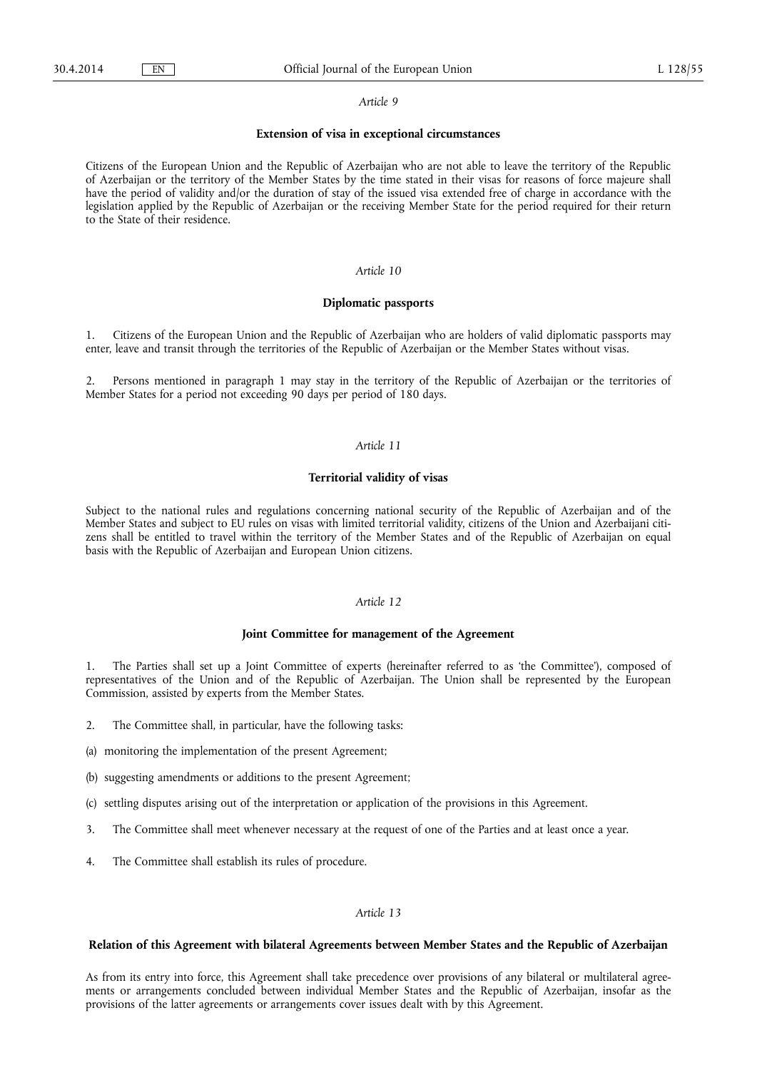*Article 9*

**Extension of visa in exceptional circumstances**

Citizens of the European Union and the Republic of Azerbaijan who are not able to leave the territory of the Republic of Azerbaijan or the territory of the Member States by the time stated in their visas for reasons of force majeure shall have the period of validity and/or the duration of stay of the issued visa extended free of charge in accordance with the legislation applied by the Republic of Azerbaijan or the receiving Member State for the period required for their return to the State of their residence.

*Article 10*

**Diplomatic passports**

1. Citizens of the European Union and the Republic of Azerbaijan who are holders of valid diplomatic passports may enter, leave and transit through the territories of the Republic of Azerbaijan or the Member States without visas.

2. Persons mentioned in paragraph 1 may stay in the territory of the Republic of Azerbaijan or the territories of Member States for a period not exceeding 90 days per period of 180 days.

*Article 11*

**Territorial validity of visas**

Subject to the national rules and regulations concerning national security of the Republic of Azerbaijan and of the Member States and subject to EU rules on visas with limited territorial validity, citizens of the Union and Azerbaijani citizens shall be entitled to travel within the territory of the Member States and of the Republic of Azerbaijan on equal basis with the Republic of Azerbaijan and European Union citizens.

*Article 12*

**Joint Committee for management of the Agreement**

1. The Parties shall set up a Joint Committee of experts (hereinafter referred to as 'the Committee'), composed of representatives of the Union and of the Republic of Azerbaijan. The Union shall be represented by the European Commission, assisted by experts from the Member States.

2. The Committee shall, in particular, have the following tasks:

(a) monitoring the implementation of the present Agreement;

(b) suggesting amendments or additions to the present Agreement;

(c) settling disputes arising out of the interpretation or application of the provisions in this Agreement.

3. The Committee shall meet whenever necessary at the request of one of the Parties and at least once a year.

4. The Committee shall establish its rules of procedure.

*Article 13*

**Relation of this Agreement with bilateral Agreements between Member States and the Republic of Azerbaijan**

As from its entry into force, this Agreement shall take precedence over provisions of any bilateral or multilateral agreements or arrangements concluded between individual Member States and the Republic of Azerbaijan, insofar as the provisions of the latter agreements or arrangements cover issues dealt with by this Agreement.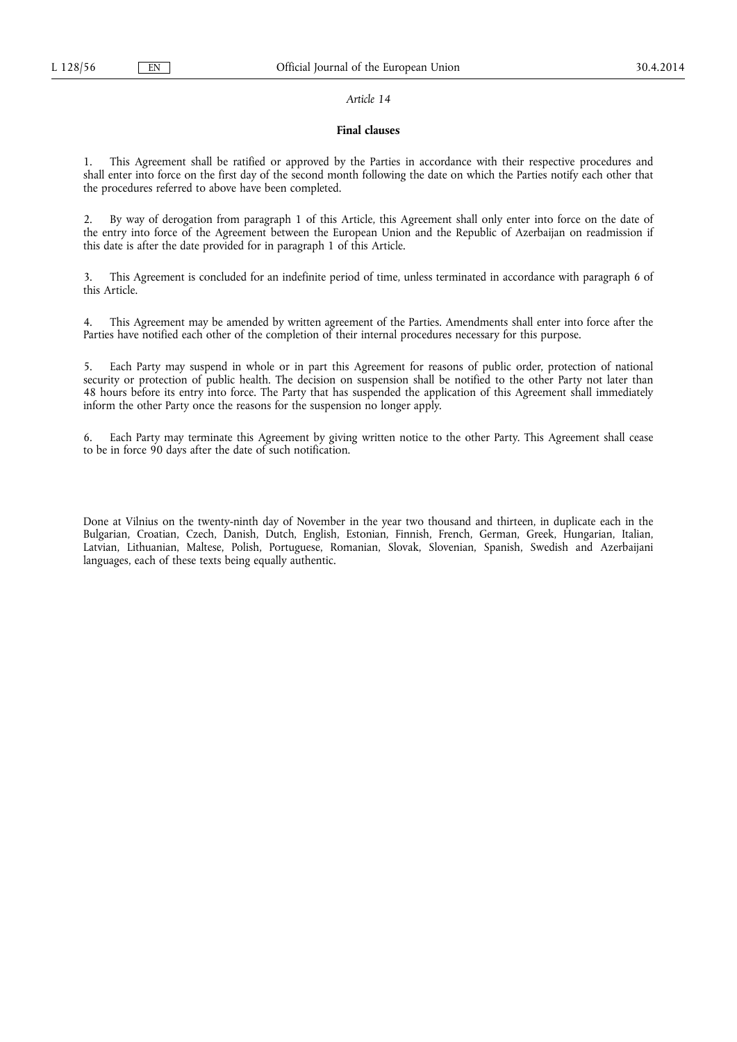*Article 14*

**Final clauses**

1. This Agreement shall be ratified or approved by the Parties in accordance with their respective procedures and shall enter into force on the first day of the second month following the date on which the Parties notify each other that the procedures referred to above have been completed.

2. By way of derogation from paragraph 1 of this Article, this Agreement shall only enter into force on the date of the entry into force of the Agreement between the European Union and the Republic of Azerbaijan on readmission if this date is after the date provided for in paragraph 1 of this Article.

3. This Agreement is concluded for an indefinite period of time, unless terminated in accordance with paragraph 6 of this Article.

4. This Agreement may be amended by written agreement of the Parties. Amendments shall enter into force after the Parties have notified each other of the completion of their internal procedures necessary for this purpose.

5. Each Party may suspend in whole or in part this Agreement for reasons of public order, protection of national security or protection of public health. The decision on suspension shall be notified to the other Party not later than 48 hours before its entry into force. The Party that has suspended the application of this Agreement shall immediately inform the other Party once the reasons for the suspension no longer apply.

6. Each Party may terminate this Agreement by giving written notice to the other Party. This Agreement shall cease to be in force 90 days after the date of such notification.

Done at Vilnius on the twenty-ninth day of November in the year two thousand and thirteen, in duplicate each in the Bulgarian, Croatian, Czech, Danish, Dutch, English, Estonian, Finnish, French, German, Greek, Hungarian, Italian, Latvian, Lithuanian, Maltese, Polish, Portuguese, Romanian, Slovak, Slovenian, Spanish, Swedish and Azerbaijani languages, each of these texts being equally authentic.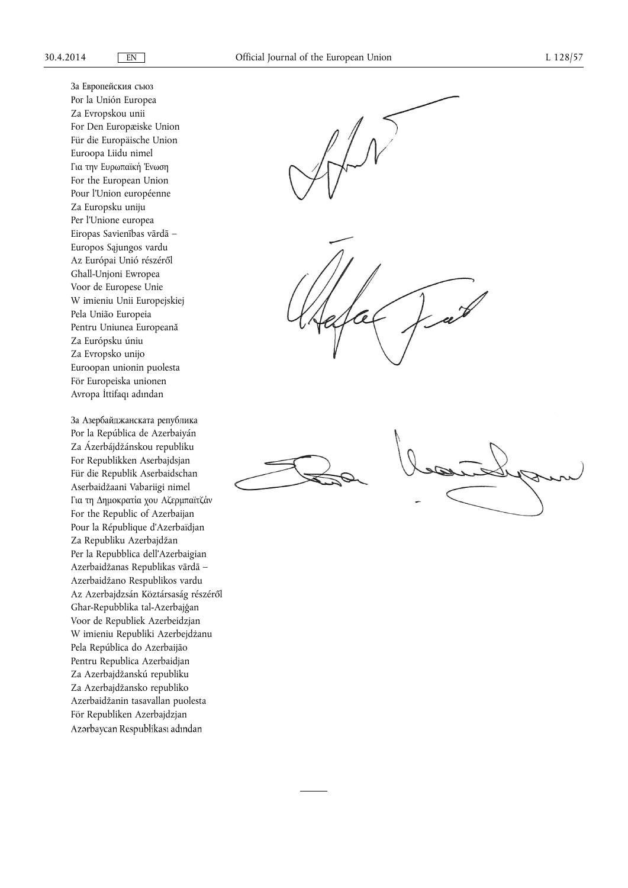За Европейския съюз
Por la Unión Europea
Za Evropskou unii
For Den Europæiske Union
Für die Europäische Union
Euroopa Liidu nimel
Για την Ευρωπαϊκή Ένωση
For the European Union
Pour l'Union européenne
Za Europsku uniju
Per l'Unione europea
Eiropas Savienības vārdā –
Europos Sąjungos vardu
Az Európai Unió részéről
Għall-Unjoni Ewropea
Voor de Europese Unie
W imieniu Unii Europejskiej
Pela União Europeia
Pentru Uniunea Europeană
Za Európsku úniu
Za Evropsko unijo
Euroopan unionin puolesta
För Europeiska unionen
Avropa İttifaqı adından

За Азербайджанската република
Por la República de Azerbaiyán
Za Ázerbájdžánskou republiku
For Republikken Aserbajdsjan
Für die Republik Aserbaidschan
Aserbaidžaani Vabariigi nimel
Για τη Δημοκρατία του Αζερμπαϊτζάν
For the Republic of Azerbaijan
Pour la République d'Azerbaïdjan
Za Republiku Azerbajdžan
Per la Repubblica dell'Azerbaigian
Azerbaidžanas Republikas vārdā –
Azerbaidžano Respublikos vardu
Az Azerbajdzsán Köztársaság részéről
Għar-Repubblika tal-Azerbajġan
Voor de Republiek Azerbeidzjan
W imieniu Republiki Azerbejdżanu
Pela República do Azerbaijão
Pentru Republica Azerbaidjan
Za Azerbajdžanskú republiku
Za Azerbajdžansko republiko
Azerbaidžanin tasavallan puolesta
För Republiken Azerbajdzjan
Azərbaycan Respublikası adından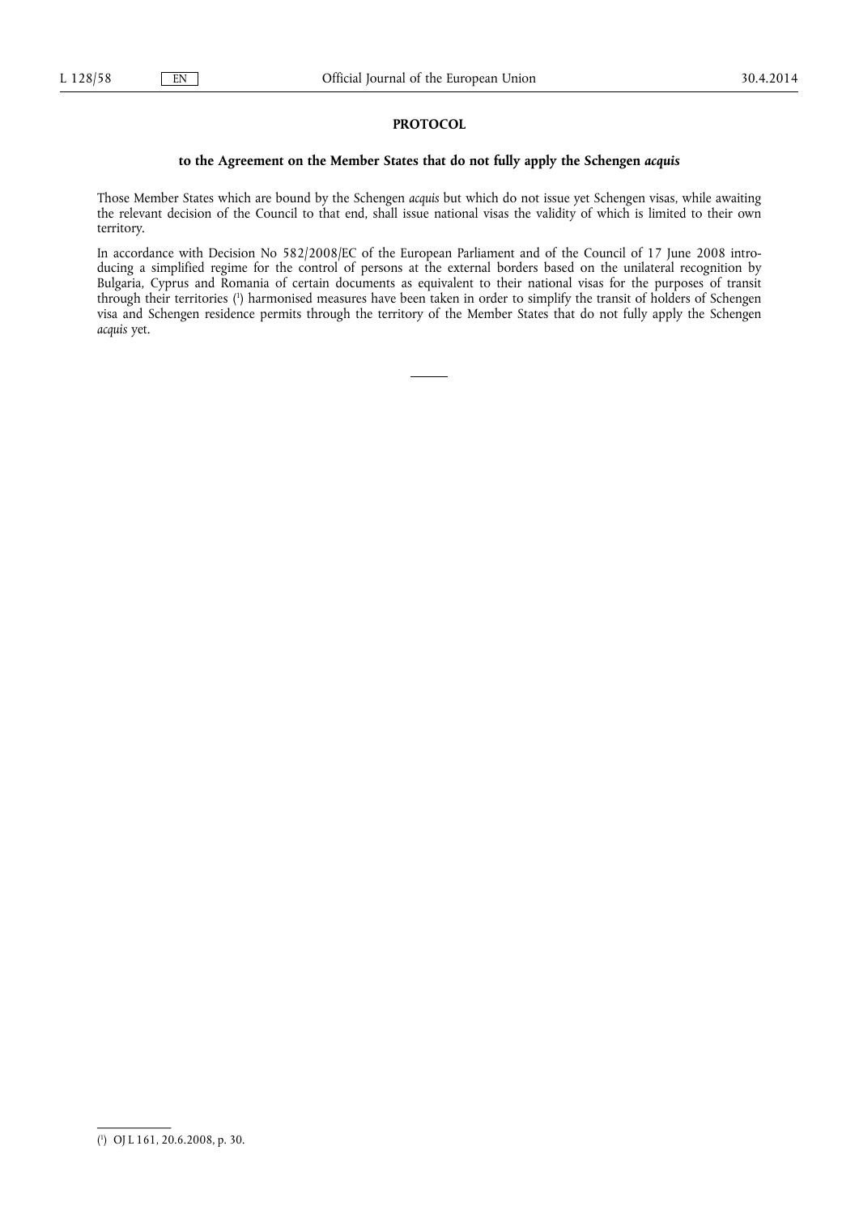**PROTOCOL**

**to the Agreement on the Member States that do not fully apply the Schengen *acquis***

Those Member States which are bound by the Schengen *acquis* but which do not issue yet Schengen visas, while awaiting the relevant decision of the Council to that end, shall issue national visas the validity of which is limited to their own territory.

In accordance with Decision No 582/2008/EC of the European Parliament and of the Council of 17 June 2008 introducing a simplified regime for the control of persons at the external borders based on the unilateral recognition by Bulgaria, Cyprus and Romania of certain documents as equivalent to their national visas for the purposes of transit through their territories [1] harmonised measures have been taken in order to simplify the transit of holders of Schengen visa and Schengen residence permits through the territory of the Member States that do not fully apply the Schengen *acquis* yet.

---

[1] OJ L 161, 20.6.2008, p. 30.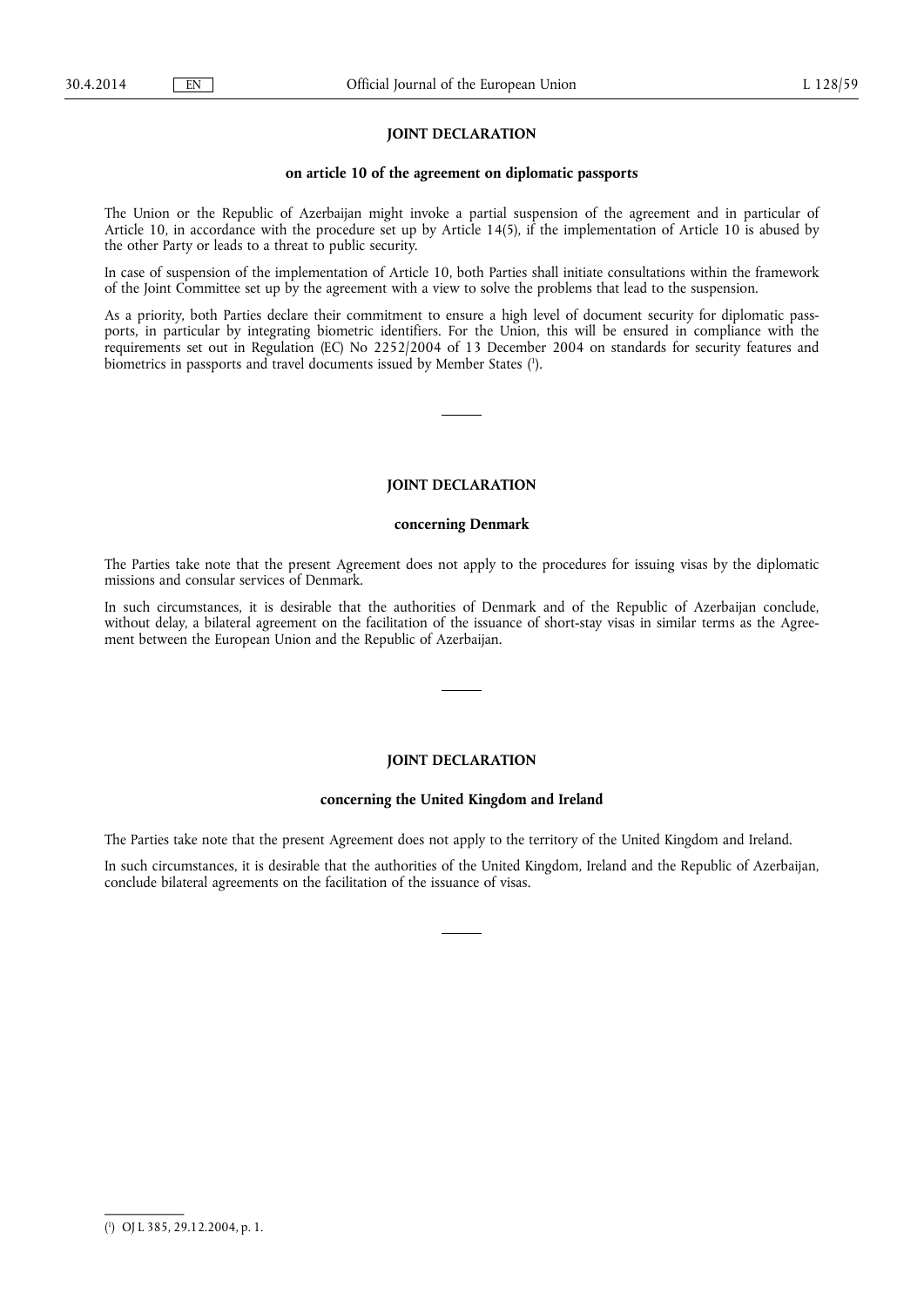## JOINT DECLARATION

### on article 10 of the agreement on diplomatic passports

The Union or the Republic of Azerbaijan might invoke a partial suspension of the agreement and in particular of Article 10, in accordance with the procedure set up by Article 14(5), if the implementation of Article 10 is abused by the other Party or leads to a threat to public security.

In case of suspension of the implementation of Article 10, both Parties shall initiate consultations within the framework of the Joint Committee set up by the agreement with a view to solve the problems that lead to the suspension.

As a priority, both Parties declare their commitment to ensure a high level of document security for diplomatic passports, in particular by integrating biometric identifiers. For the Union, this will be ensured in compliance with the requirements set out in Regulation (EC) No 2252/2004 of 13 December 2004 on standards for security features and biometrics in passports and travel documents issued by Member States [1].

## JOINT DECLARATION

### concerning Denmark

The Parties take note that the present Agreement does not apply to the procedures for issuing visas by the diplomatic missions and consular services of Denmark.

In such circumstances, it is desirable that the authorities of Denmark and of the Republic of Azerbaijan conclude, without delay, a bilateral agreement on the facilitation of the issuance of short-stay visas in similar terms as the Agreement between the European Union and the Republic of Azerbaijan.

## JOINT DECLARATION

### concerning the United Kingdom and Ireland

The Parties take note that the present Agreement does not apply to the territory of the United Kingdom and Ireland.

In such circumstances, it is desirable that the authorities of the United Kingdom, Ireland and the Republic of Azerbaijan, conclude bilateral agreements on the facilitation of the issuance of visas.

---

[1] OJ L 385, 29.12.2004, p. 1.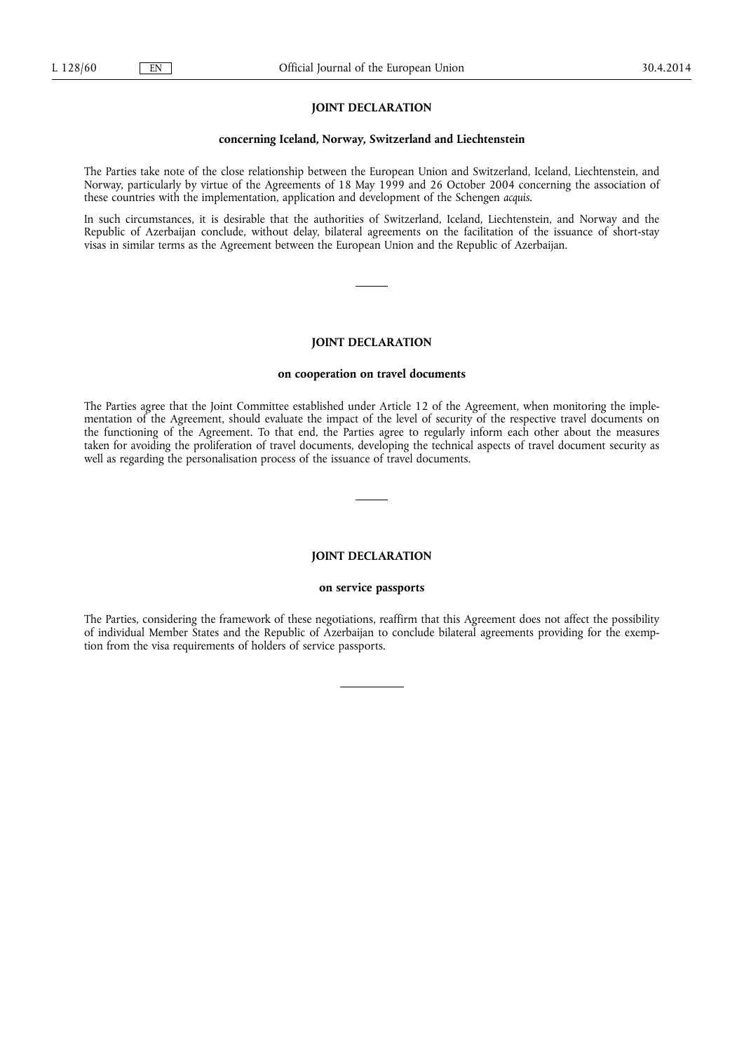## JOINT DECLARATION

### concerning Iceland, Norway, Switzerland and Liechtenstein

The Parties take note of the close relationship between the European Union and Switzerland, Iceland, Liechtenstein, and Norway, particularly by virtue of the Agreements of 18 May 1999 and 26 October 2004 concerning the association of these countries with the implementation, application and development of the Schengen *acquis*.

In such circumstances, it is desirable that the authorities of Switzerland, Iceland, Liechtenstein, and Norway and the Republic of Azerbaijan conclude, without delay, bilateral agreements on the facilitation of the issuance of short-stay visas in similar terms as the Agreement between the European Union and the Republic of Azerbaijan.

## JOINT DECLARATION

### on cooperation on travel documents

The Parties agree that the Joint Committee established under Article 12 of the Agreement, when monitoring the implementation of the Agreement, should evaluate the impact of the level of security of the respective travel documents on the functioning of the Agreement. To that end, the Parties agree to regularly inform each other about the measures taken for avoiding the proliferation of travel documents, developing the technical aspects of travel document security as well as regarding the personalisation process of the issuance of travel documents.

## JOINT DECLARATION

### on service passports

The Parties, considering the framework of these negotiations, reaffirm that this Agreement does not affect the possibility of individual Member States and the Republic of Azerbaijan to conclude bilateral agreements providing for the exemption from the visa requirements of holders of service passports.